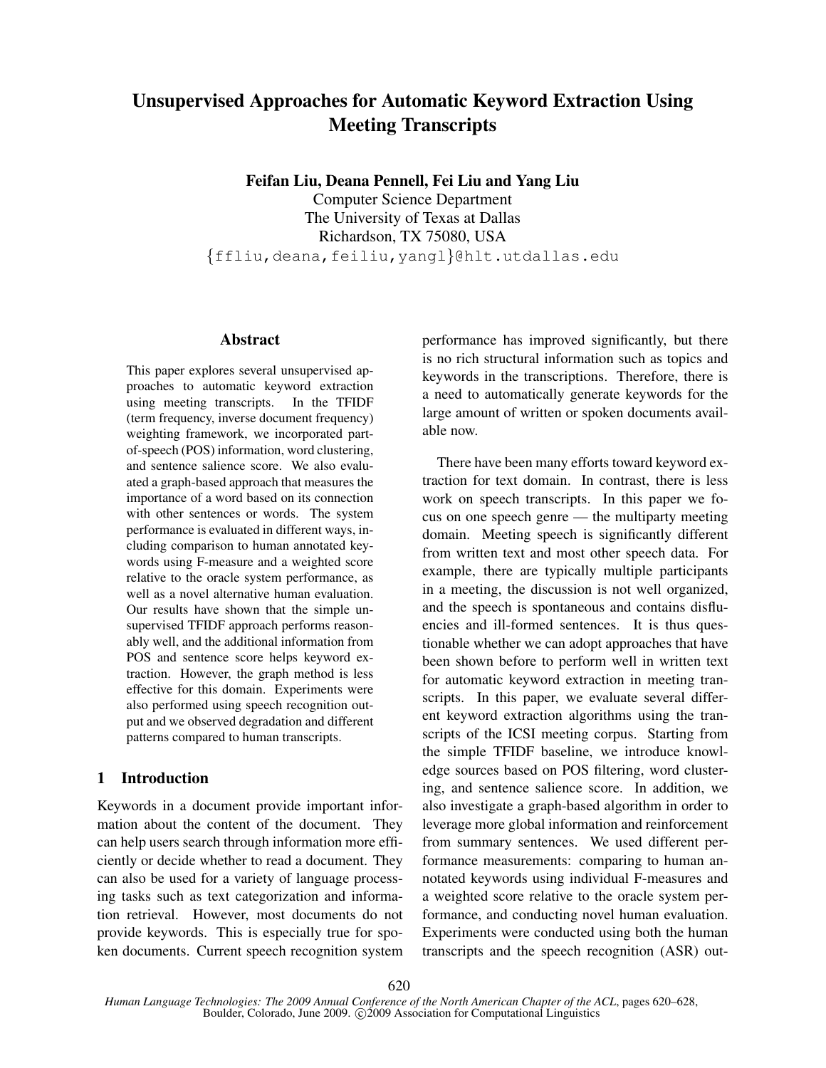# Unsupervised Approaches for Automatic Keyword Extraction Using Meeting Transcripts

**Feifan Liu, Deana Pennell, Fei Liu and Yang Liu**
Computer Science Department
The University of Texas at Dallas
Richardson, TX 75080, USA
{ffliu,deana,feiliu,yangl}@hlt.utdallas.edu

## Abstract

This paper explores several unsupervised approaches to automatic keyword extraction using meeting transcripts. In the TFIDF (term frequency, inverse document frequency) weighting framework, we incorporated part-of-speech (POS) information, word clustering, and sentence salience score. We also evaluated a graph-based approach that measures the importance of a word based on its connection with other sentences or words. The system performance is evaluated in different ways, including comparison to human annotated keywords using F-measure and a weighted score relative to the oracle system performance, as well as a novel alternative human evaluation. Our results have shown that the simple unsupervised TFIDF approach performs reasonably well, and the additional information from POS and sentence score helps keyword extraction. However, the graph method is less effective for this domain. Experiments were also performed using speech recognition output and we observed degradation and different patterns compared to human transcripts.

## 1 Introduction

Keywords in a document provide important information about the content of the document. They can help users search through information more efficiently or decide whether to read a document. They can also be used for a variety of language processing tasks such as text categorization and information retrieval. However, most documents do not provide keywords. This is especially true for spoken documents. Current speech recognition system performance has improved significantly, but there is no rich structural information such as topics and keywords in the transcriptions. Therefore, there is a need to automatically generate keywords for the large amount of written or spoken documents available now.

There have been many efforts toward keyword extraction for text domain. In contrast, there is less work on speech transcripts. In this paper we focus on one speech genre — the multiparty meeting domain. Meeting speech is significantly different from written text and most other speech data. For example, there are typically multiple participants in a meeting, the discussion is not well organized, and the speech is spontaneous and contains disfluencies and ill-formed sentences. It is thus questionable whether we can adopt approaches that have been shown before to perform well in written text for automatic keyword extraction in meeting transcripts. In this paper, we evaluate several different keyword extraction algorithms using the transcripts of the ICSI meeting corpus. Starting from the simple TFIDF baseline, we introduce knowledge sources based on POS filtering, word clustering, and sentence salience score. In addition, we also investigate a graph-based algorithm in order to leverage more global information and reinforcement from summary sentences. We used different performance measurements: comparing to human annotated keywords using individual F-measures and a weighted score relative to the oracle system performance, and conducting novel human evaluation. Experiments were conducted using both the human transcripts and the speech recognition (ASR) out-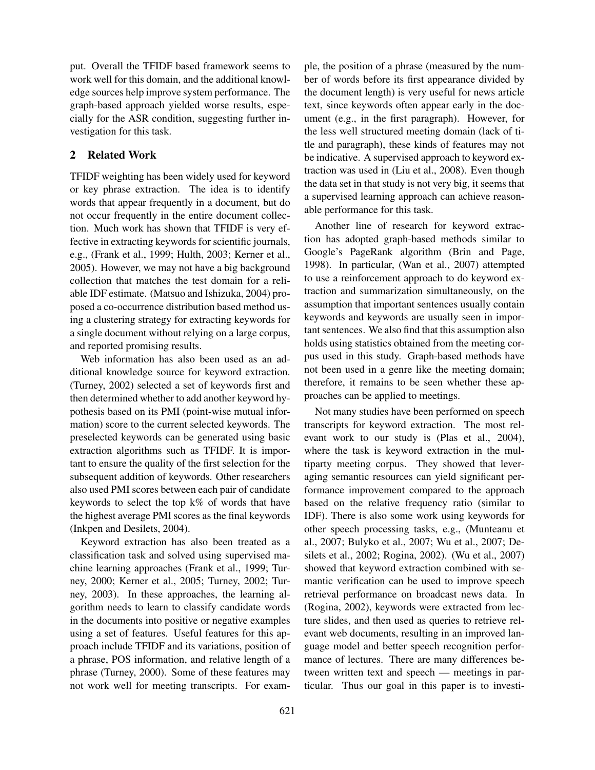put. Overall the TFIDF based framework seems to work well for this domain, and the additional knowledge sources help improve system performance. The graph-based approach yielded worse results, especially for the ASR condition, suggesting further investigation for this task.

## 2 Related Work

TFIDF weighting has been widely used for keyword or key phrase extraction. The idea is to identify words that appear frequently in a document, but do not occur frequently in the entire document collection. Much work has shown that TFIDF is very effective in extracting keywords for scientific journals, e.g., (Frank et al., 1999; Hulth, 2003; Kerner et al., 2005). However, we may not have a big background collection that matches the test domain for a reliable IDF estimate. (Matsuo and Ishizuka, 2004) proposed a co-occurrence distribution based method using a clustering strategy for extracting keywords for a single document without relying on a large corpus, and reported promising results.

Web information has also been used as an additional knowledge source for keyword extraction. (Turney, 2002) selected a set of keywords first and then determined whether to add another keyword hypothesis based on its PMI (point-wise mutual information) score to the current selected keywords. The preselected keywords can be generated using basic extraction algorithms such as TFIDF. It is important to ensure the quality of the first selection for the subsequent addition of keywords. Other researchers also used PMI scores between each pair of candidate keywords to select the top k% of words that have the highest average PMI scores as the final keywords (Inkpen and Desilets, 2004).

Keyword extraction has also been treated as a classification task and solved using supervised machine learning approaches (Frank et al., 1999; Turney, 2000; Kerner et al., 2005; Turney, 2002; Turney, 2003). In these approaches, the learning algorithm needs to learn to classify candidate words in the documents into positive or negative examples using a set of features. Useful features for this approach include TFIDF and its variations, position of a phrase, POS information, and relative length of a phrase (Turney, 2000). Some of these features may not work well for meeting transcripts. For example, the position of a phrase (measured by the number of words before its first appearance divided by the document length) is very useful for news article text, since keywords often appear early in the document (e.g., in the first paragraph). However, for the less well structured meeting domain (lack of title and paragraph), these kinds of features may not be indicative. A supervised approach to keyword extraction was used in (Liu et al., 2008). Even though the data set in that study is not very big, it seems that a supervised learning approach can achieve reasonable performance for this task.

Another line of research for keyword extraction has adopted graph-based methods similar to Google's PageRank algorithm (Brin and Page, 1998). In particular, (Wan et al., 2007) attempted to use a reinforcement approach to do keyword extraction and summarization simultaneously, on the assumption that important sentences usually contain keywords and keywords are usually seen in important sentences. We also find that this assumption also holds using statistics obtained from the meeting corpus used in this study. Graph-based methods have not been used in a genre like the meeting domain; therefore, it remains to be seen whether these approaches can be applied to meetings.

Not many studies have been performed on speech transcripts for keyword extraction. The most relevant work to our study is (Plas et al., 2004), where the task is keyword extraction in the multiparty meeting corpus. They showed that leveraging semantic resources can yield significant performance improvement compared to the approach based on the relative frequency ratio (similar to IDF). There is also some work using keywords for other speech processing tasks, e.g., (Munteanu et al., 2007; Bulyko et al., 2007; Wu et al., 2007; Desilets et al., 2002; Rogina, 2002). (Wu et al., 2007) showed that keyword extraction combined with semantic verification can be used to improve speech retrieval performance on broadcast news data. In (Rogina, 2002), keywords were extracted from lecture slides, and then used as queries to retrieve relevant web documents, resulting in an improved language model and better speech recognition performance of lectures. There are many differences between written text and speech — meetings in particular. Thus our goal in this paper is to investi-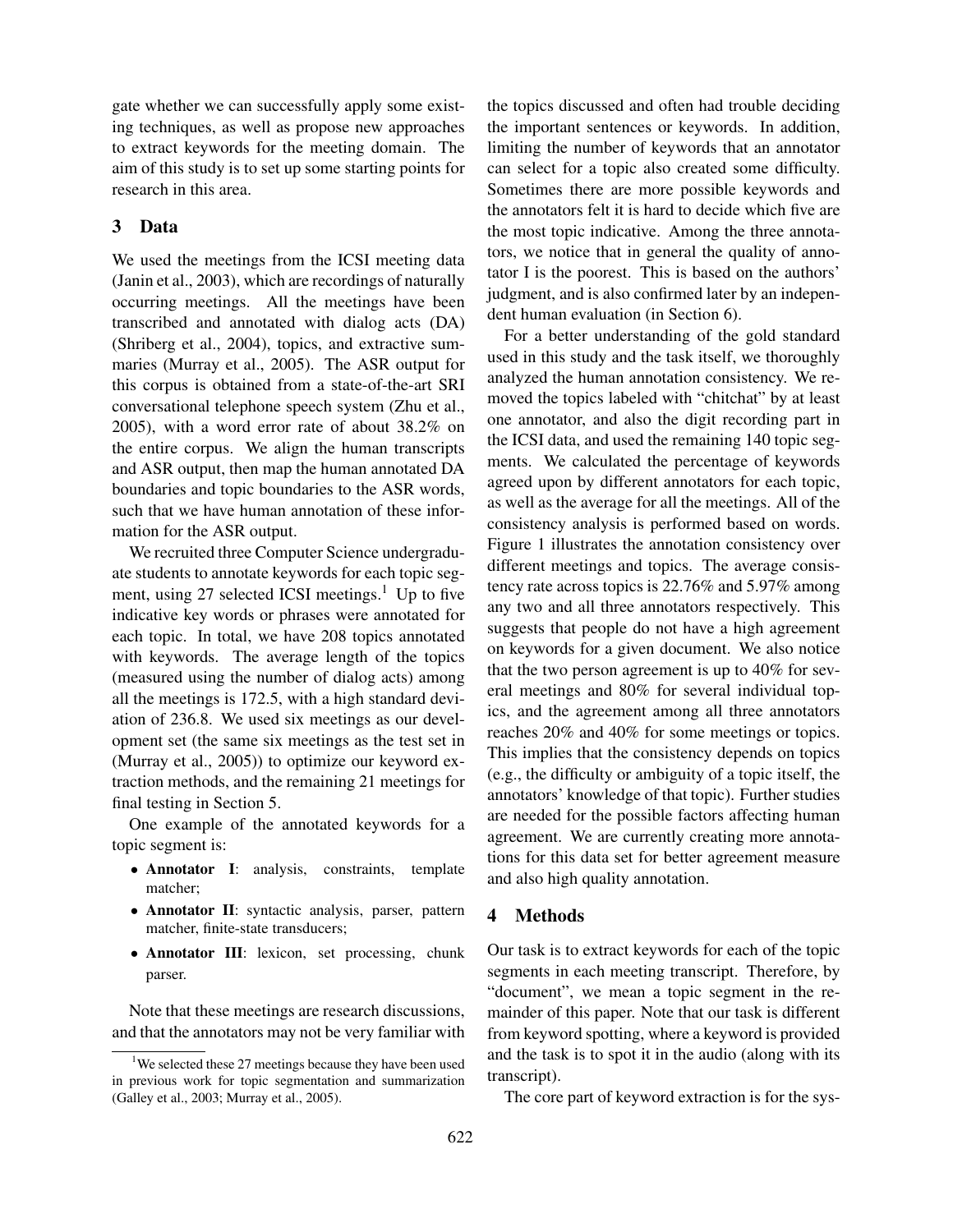gate whether we can successfully apply some existing techniques, as well as propose new approaches to extract keywords for the meeting domain. The aim of this study is to set up some starting points for research in this area.

## 3 Data

We used the meetings from the ICSI meeting data (Janin et al., 2003), which are recordings of naturally occurring meetings. All the meetings have been transcribed and annotated with dialog acts (DA) (Shriberg et al., 2004), topics, and extractive summaries (Murray et al., 2005). The ASR output for this corpus is obtained from a state-of-the-art SRI conversational telephone speech system (Zhu et al., 2005), with a word error rate of about 38.2% on the entire corpus. We align the human transcripts and ASR output, then map the human annotated DA boundaries and topic boundaries to the ASR words, such that we have human annotation of these information for the ASR output.

We recruited three Computer Science undergraduate students to annotate keywords for each topic segment, using 27 selected ICSI meetings.[1] Up to five indicative key words or phrases were annotated for each topic. In total, we have 208 topics annotated with keywords. The average length of the topics (measured using the number of dialog acts) among all the meetings is 172.5, with a high standard deviation of 236.8. We used six meetings as our development set (the same six meetings as the test set in (Murray et al., 2005)) to optimize our keyword extraction methods, and the remaining 21 meetings for final testing in Section 5.

One example of the annotated keywords for a topic segment is:

- **Annotator I**: analysis, constraints, template matcher;
- **Annotator II**: syntactic analysis, parser, pattern matcher, finite-state transducers;
- **Annotator III**: lexicon, set processing, chunk parser.

Note that these meetings are research discussions, and that the annotators may not be very familiar with the topics discussed and often had trouble deciding the important sentences or keywords. In addition, limiting the number of keywords that an annotator can select for a topic also created some difficulty. Sometimes there are more possible keywords and the annotators felt it is hard to decide which five are the most topic indicative. Among the three annotators, we notice that in general the quality of annotator I is the poorest. This is based on the authors' judgment, and is also confirmed later by an independent human evaluation (in Section 6).

For a better understanding of the gold standard used in this study and the task itself, we thoroughly analyzed the human annotation consistency. We removed the topics labeled with "chitchat" by at least one annotator, and also the digit recording part in the ICSI data, and used the remaining 140 topic segments. We calculated the percentage of keywords agreed upon by different annotators for each topic, as well as the average for all the meetings. All of the consistency analysis is performed based on words. Figure 1 illustrates the annotation consistency over different meetings and topics. The average consistency rate across topics is 22.76% and 5.97% among any two and all three annotators respectively. This suggests that people do not have a high agreement on keywords for a given document. We also notice that the two person agreement is up to 40% for several meetings and 80% for several individual topics, and the agreement among all three annotators reaches 20% and 40% for some meetings or topics. This implies that the consistency depends on topics (e.g., the difficulty or ambiguity of a topic itself, the annotators' knowledge of that topic). Further studies are needed for the possible factors affecting human agreement. We are currently creating more annotations for this data set for better agreement measure and also high quality annotation.

## 4 Methods

Our task is to extract keywords for each of the topic segments in each meeting transcript. Therefore, by "document", we mean a topic segment in the remainder of this paper. Note that our task is different from keyword spotting, where a keyword is provided and the task is to spot it in the audio (along with its transcript).

The core part of keyword extraction is for the sys-

[1] We selected these 27 meetings because they have been used in previous work for topic segmentation and summarization (Galley et al., 2003; Murray et al., 2005).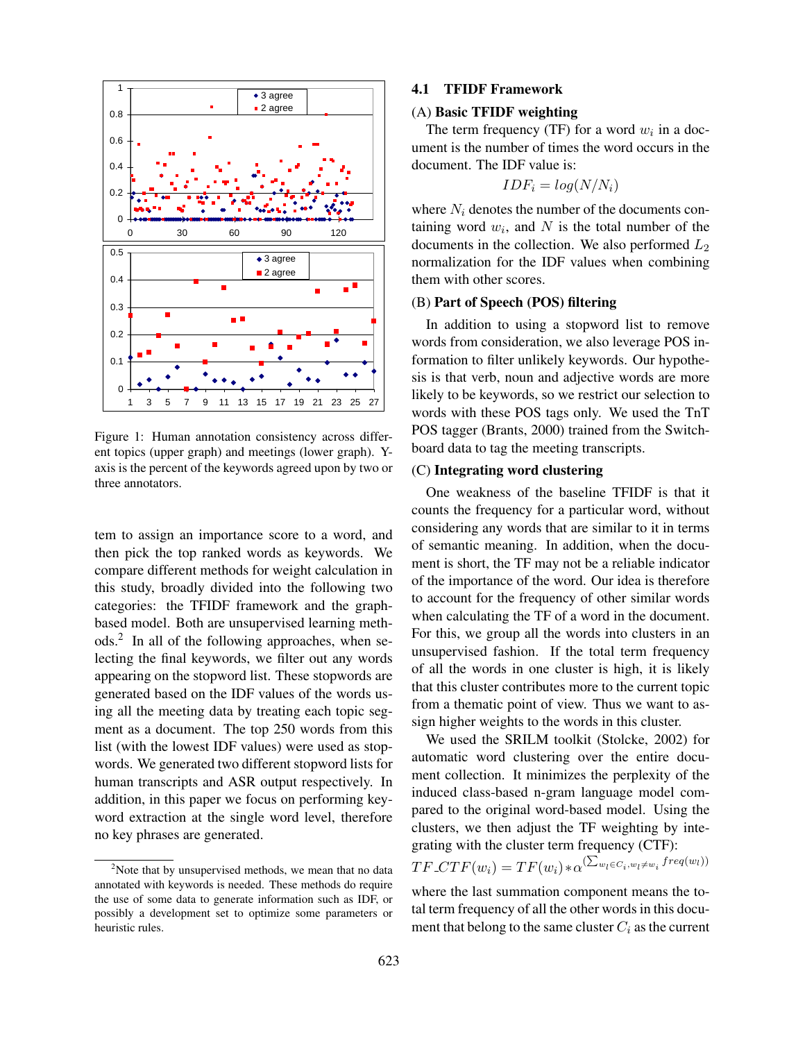Figure 1: Human annotation consistency across different topics (upper graph) and meetings (lower graph). Y-axis is the percent of the keywords agreed upon by two or three annotators.

tem to assign an importance score to a word, and then pick the top ranked words as keywords. We compare different methods for weight calculation in this study, broadly divided into the following two categories: the TFIDF framework and the graph-based model. Both are unsupervised learning methods.[2] In all of the following approaches, when selecting the final keywords, we filter out any words appearing on the stopword list. These stopwords are generated based on the IDF values of the words using all the meeting data by treating each topic segment as a document. The top 250 words from this list (with the lowest IDF values) were used as stopwords. We generated two different stopword lists for human transcripts and ASR output respectively. In addition, in this paper we focus on performing keyword extraction at the single word level, therefore no key phrases are generated.

[2]Note that by unsupervised methods, we mean that no data annotated with keywords is needed. These methods do require the use of some data to generate information such as IDF, or possibly a development set to optimize some parameters or heuristic rules.

### 4.1 TFIDF Framework

**(A) Basic TFIDF weighting**

The term frequency (TF) for a word $w_i$ in a document is the number of times the word occurs in the document. The IDF value is:

$$IDF_i = log(N/N_i)$$

where $N_i$ denotes the number of the documents containing word $w_i$, and $N$ is the total number of the documents in the collection. We also performed $L_2$ normalization for the IDF values when combining them with other scores.

**(B) Part of Speech (POS) filtering**

In addition to using a stopword list to remove words from consideration, we also leverage POS information to filter unlikely keywords. Our hypothesis is that verb, noun and adjective words are more likely to be keywords, so we restrict our selection to words with these POS tags only. We used the TnT POS tagger (Brants, 2000) trained from the Switchboard data to tag the meeting transcripts.

**(C) Integrating word clustering**

One weakness of the baseline TFIDF is that it counts the frequency for a particular word, without considering any words that are similar to it in terms of semantic meaning. In addition, when the document is short, the TF may not be a reliable indicator of the importance of the word. Our idea is therefore to account for the frequency of other similar words when calculating the TF of a word in the document. For this, we group all the words into clusters in an unsupervised fashion. If the total term frequency of all the words in one cluster is high, it is likely that this cluster contributes more to the current topic from a thematic point of view. Thus we want to assign higher weights to the words in this cluster.

We used the SRILM toolkit (Stolcke, 2002) for automatic word clustering over the entire document collection. It minimizes the perplexity of the induced class-based n-gram language model compared to the original word-based model. Using the clusters, we then adjust the TF weighting by integrating with the cluster term frequency (CTF):

$$TF\_CTF(w_i) = TF(w_i) * \alpha^{(\sum_{w_l \in C_i, w_l \neq w_i} freq(w_l))}$$

where the last summation component means the total term frequency of all the other words in this document that belong to the same cluster $C_i$ as the current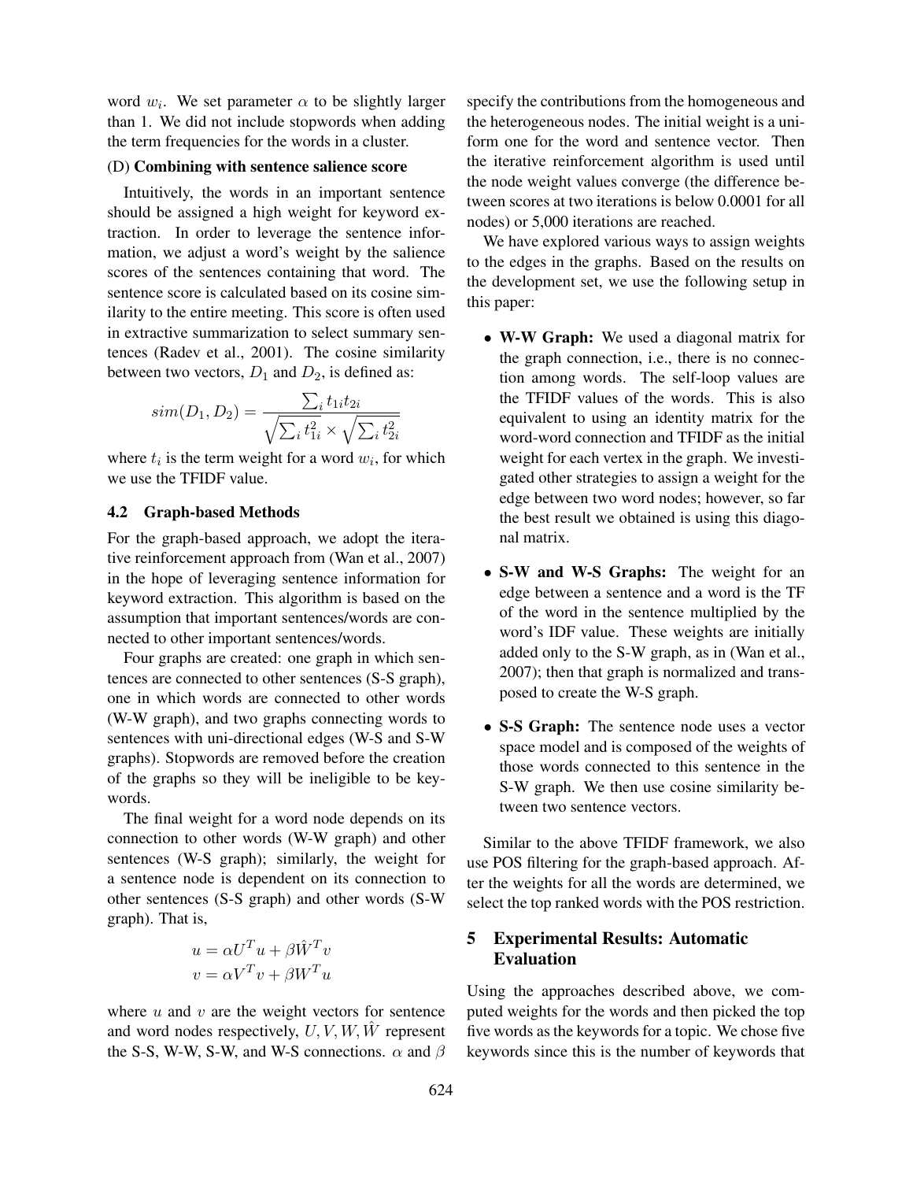word $w_i$. We set parameter $\alpha$ to be slightly larger than 1. We did not include stopwords when adding the term frequencies for the words in a cluster.

(D) **Combining with sentence salience score**

Intuitively, the words in an important sentence should be assigned a high weight for keyword extraction. In order to leverage the sentence information, we adjust a word's weight by the salience scores of the sentences containing that word. The sentence score is calculated based on its cosine similarity to the entire meeting. This score is often used in extractive summarization to select summary sentences (Radev et al., 2001). The cosine similarity between two vectors, $D_1$ and $D_2$, is defined as:

$$sim(D_1, D_2) = \frac{\sum_i t_{1i} t_{2i}}{\sqrt{\sum_i t_{1i}^2} \times \sqrt{\sum_i t_{2i}^2}}$$

where $t_i$ is the term weight for a word $w_i$, for which we use the TFIDF value.

### 4.2 Graph-based Methods

For the graph-based approach, we adopt the iterative reinforcement approach from (Wan et al., 2007) in the hope of leveraging sentence information for keyword extraction. This algorithm is based on the assumption that important sentences/words are connected to other important sentences/words.

Four graphs are created: one graph in which sentences are connected to other sentences (S-S graph), one in which words are connected to other words (W-W graph), and two graphs connecting words to sentences with uni-directional edges (W-S and S-W graphs). Stopwords are removed before the creation of the graphs so they will be ineligible to be keywords.

The final weight for a word node depends on its connection to other words (W-W graph) and other sentences (W-S graph); similarly, the weight for a sentence node is dependent on its connection to other sentences (S-S graph) and other words (S-W graph). That is,

$$u = \alpha U^T u + \beta \hat{W}^T v$$
$$v = \alpha V^T v + \beta W^T u$$

where $u$ and $v$ are the weight vectors for sentence and word nodes respectively, $U, V, W, \hat{W}$ represent the S-S, W-W, S-W, and W-S connections. $\alpha$ and $\beta$ specify the contributions from the homogeneous and the heterogeneous nodes. The initial weight is a uniform one for the word and sentence vector. Then the iterative reinforcement algorithm is used until the node weight values converge (the difference between scores at two iterations is below 0.0001 for all nodes) or 5,000 iterations are reached.

We have explored various ways to assign weights to the edges in the graphs. Based on the results on the development set, we use the following setup in this paper:

- **W-W Graph:** We used a diagonal matrix for the graph connection, i.e., there is no connection among words. The self-loop values are the TFIDF values of the words. This is also equivalent to using an identity matrix for the word-word connection and TFIDF as the initial weight for each vertex in the graph. We investigated other strategies to assign a weight for the edge between two word nodes; however, so far the best result we obtained is using this diagonal matrix.
- **S-W and W-S Graphs:** The weight for an edge between a sentence and a word is the TF of the word in the sentence multiplied by the word's IDF value. These weights are initially added only to the S-W graph, as in (Wan et al., 2007); then that graph is normalized and transposed to create the W-S graph.
- **S-S Graph:** The sentence node uses a vector space model and is composed of the weights of those words connected to this sentence in the S-W graph. We then use cosine similarity between two sentence vectors.

Similar to the above TFIDF framework, we also use POS filtering for the graph-based approach. After the weights for all the words are determined, we select the top ranked words with the POS restriction.

## 5 Experimental Results: Automatic Evaluation

Using the approaches described above, we computed weights for the words and then picked the top five words as the keywords for a topic. We chose five keywords since this is the number of keywords that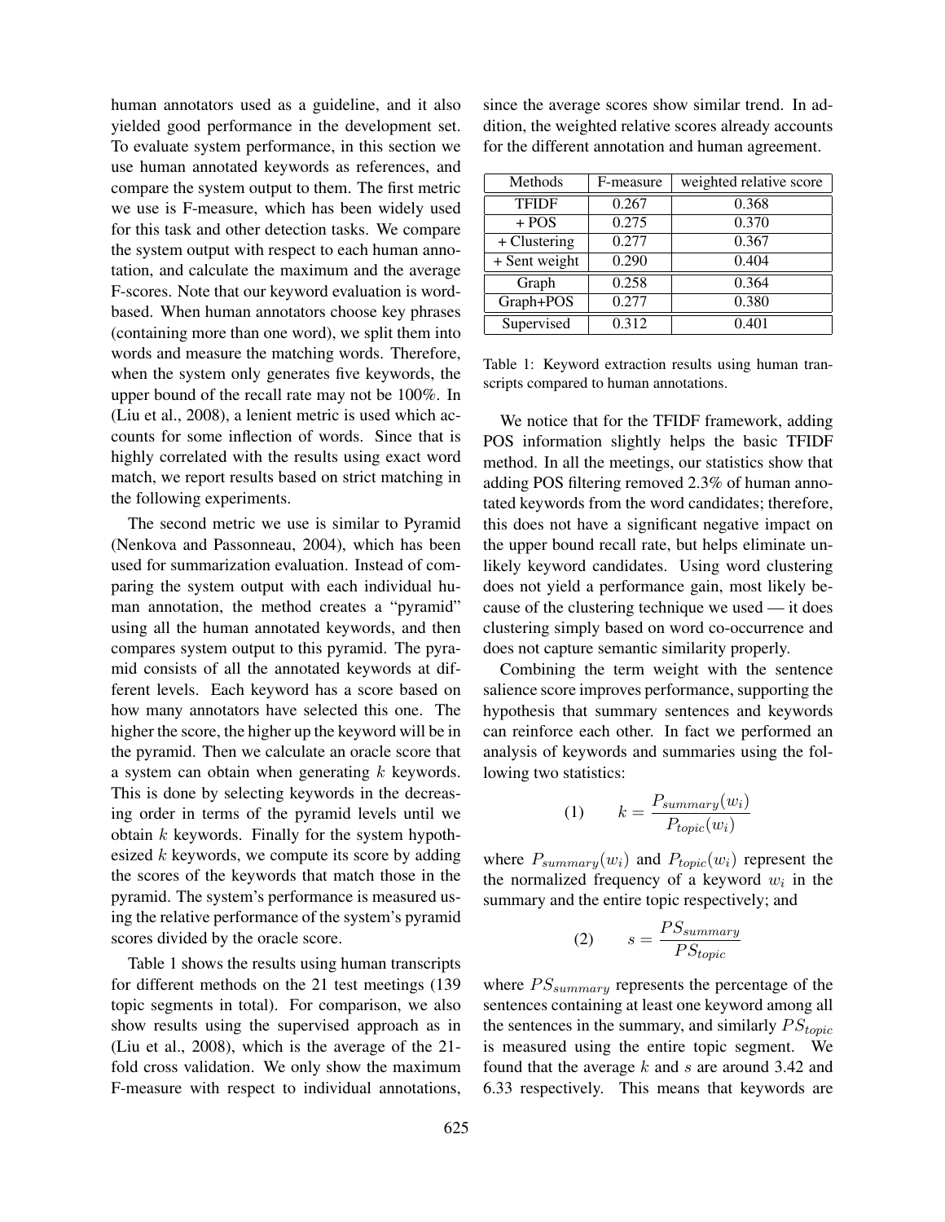human annotators used as a guideline, and it also yielded good performance in the development set. To evaluate system performance, in this section we use human annotated keywords as references, and compare the system output to them. The first metric we use is F-measure, which has been widely used for this task and other detection tasks. We compare the system output with respect to each human annotation, and calculate the maximum and the average F-scores. Note that our keyword evaluation is word-based. When human annotators choose key phrases (containing more than one word), we split them into words and measure the matching words. Therefore, when the system only generates five keywords, the upper bound of the recall rate may not be 100%. In (Liu et al., 2008), a lenient metric is used which accounts for some inflection of words. Since that is highly correlated with the results using exact word match, we report results based on strict matching in the following experiments.

The second metric we use is similar to Pyramid (Nenkova and Passonneau, 2004), which has been used for summarization evaluation. Instead of comparing the system output with each individual human annotation, the method creates a "pyramid" using all the human annotated keywords, and then compares system output to this pyramid. The pyramid consists of all the annotated keywords at different levels. Each keyword has a score based on how many annotators have selected this one. The higher the score, the higher up the keyword will be in the pyramid. Then we calculate an oracle score that a system can obtain when generating $k$ keywords. This is done by selecting keywords in the decreasing order in terms of the pyramid levels until we obtain $k$ keywords. Finally for the system hypothesized $k$ keywords, we compute its score by adding the scores of the keywords that match those in the pyramid. The system's performance is measured using the relative performance of the system's pyramid scores divided by the oracle score.

Table 1 shows the results using human transcripts for different methods on the 21 test meetings (139 topic segments in total). For comparison, we also show results using the supervised approach as in (Liu et al., 2008), which is the average of the 21-fold cross validation. We only show the maximum F-measure with respect to individual annotations, since the average scores show similar trend. In addition, the weighted relative scores already accounts for the different annotation and human agreement.

| Methods | F-measure | weighted relative score |
|---|---|---|
| TFIDF | 0.267 | 0.368 |
| + POS | 0.275 | 0.370 |
| + Clustering | 0.277 | 0.367 |
| + Sent weight | 0.290 | 0.404 |
| Graph | 0.258 | 0.364 |
| Graph+POS | 0.277 | 0.380 |
| Supervised | 0.312 | 0.401 |

Table 1: Keyword extraction results using human transcripts compared to human annotations.

We notice that for the TFIDF framework, adding POS information slightly helps the basic TFIDF method. In all the meetings, our statistics show that adding POS filtering removed 2.3% of human annotated keywords from the word candidates; therefore, this does not have a significant negative impact on the upper bound recall rate, but helps eliminate unlikely keyword candidates. Using word clustering does not yield a performance gain, most likely because of the clustering technique we used — it does clustering simply based on word co-occurrence and does not capture semantic similarity properly.

Combining the term weight with the sentence salience score improves performance, supporting the hypothesis that summary sentences and keywords can reinforce each other. In fact we performed an analysis of keywords and summaries using the following two statistics:

$$(1) \qquad k = \frac{P_{summary}(w_i)}{P_{topic}(w_i)}$$

where $P_{summary}(w_i)$ and $P_{topic}(w_i)$ represent the the normalized frequency of a keyword $w_i$ in the summary and the entire topic respectively; and

$$(2) \qquad s = \frac{PS_{summary}}{PS_{topic}}$$

where $PS_{summary}$ represents the percentage of the sentences containing at least one keyword among all the sentences in the summary, and similarly $PS_{topic}$ is measured using the entire topic segment. We found that the average $k$ and $s$ are around 3.42 and 6.33 respectively. This means that keywords are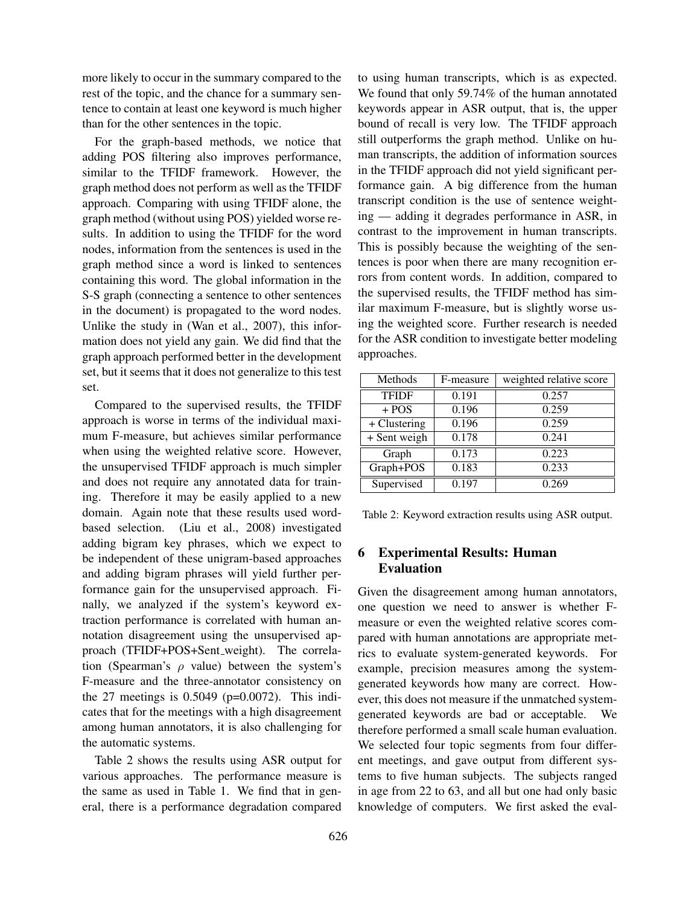more likely to occur in the summary compared to the rest of the topic, and the chance for a summary sentence to contain at least one keyword is much higher than for the other sentences in the topic.

For the graph-based methods, we notice that adding POS filtering also improves performance, similar to the TFIDF framework. However, the graph method does not perform as well as the TFIDF approach. Comparing with using TFIDF alone, the graph method (without using POS) yielded worse results. In addition to using the TFIDF for the word nodes, information from the sentences is used in the graph method since a word is linked to sentences containing this word. The global information in the S-S graph (connecting a sentence to other sentences in the document) is propagated to the word nodes. Unlike the study in (Wan et al., 2007), this information does not yield any gain. We did find that the graph approach performed better in the development set, but it seems that it does not generalize to this test set.

Compared to the supervised results, the TFIDF approach is worse in terms of the individual maximum F-measure, but achieves similar performance when using the weighted relative score. However, the unsupervised TFIDF approach is much simpler and does not require any annotated data for training. Therefore it may be easily applied to a new domain. Again note that these results used word-based selection. (Liu et al., 2008) investigated adding bigram key phrases, which we expect to be independent of these unigram-based approaches and adding bigram phrases will yield further performance gain for the unsupervised approach. Finally, we analyzed if the system's keyword extraction performance is correlated with human annotation disagreement using the unsupervised approach (TFIDF+POS+Sent_weight). The correlation (Spearman's $\rho$ value) between the system's F-measure and the three-annotator consistency on the 27 meetings is 0.5049 (p=0.0072). This indicates that for the meetings with a high disagreement among human annotators, it is also challenging for the automatic systems.

Table 2 shows the results using ASR output for various approaches. The performance measure is the same as used in Table 1. We find that in general, there is a performance degradation compared to using human transcripts, which is as expected. We found that only 59.74% of the human annotated keywords appear in ASR output, that is, the upper bound of recall is very low. The TFIDF approach still outperforms the graph method. Unlike on human transcripts, the addition of information sources in the TFIDF approach did not yield significant performance gain. A big difference from the human transcript condition is the use of sentence weighting — adding it degrades performance in ASR, in contrast to the improvement in human transcripts. This is possibly because the weighting of the sentences is poor when there are many recognition errors from content words. In addition, compared to the supervised results, the TFIDF method has similar maximum F-measure, but is slightly worse using the weighted score. Further research is needed for the ASR condition to investigate better modeling approaches.

| Methods | F-measure | weighted relative score |
|---|---|---|
| TFIDF | 0.191 | 0.257 |
| + POS | 0.196 | 0.259 |
| + Clustering | 0.196 | 0.259 |
| + Sent weigh | 0.178 | 0.241 |
| Graph | 0.173 | 0.223 |
| Graph+POS | 0.183 | 0.233 |
| Supervised | 0.197 | 0.269 |

Table 2: Keyword extraction results using ASR output.

## 6 Experimental Results: Human Evaluation

Given the disagreement among human annotators, one question we need to answer is whether F-measure or even the weighted relative scores compared with human annotations are appropriate metrics to evaluate system-generated keywords. For example, precision measures among the system-generated keywords how many are correct. However, this does not measure if the unmatched system-generated keywords are bad or acceptable. We therefore performed a small scale human evaluation. We selected four topic segments from four different meetings, and gave output from different systems to five human subjects. The subjects ranged in age from 22 to 63, and all but one had only basic knowledge of computers. We first asked the eval-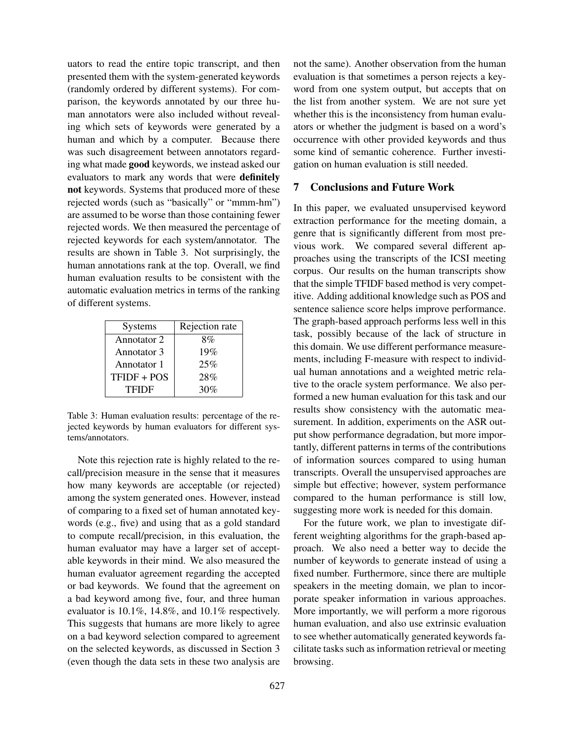uators to read the entire topic transcript, and then presented them with the system-generated keywords (randomly ordered by different systems). For comparison, the keywords annotated by our three human annotators were also included without revealing which sets of keywords were generated by a human and which by a computer. Because there was such disagreement between annotators regarding what made **good** keywords, we instead asked our evaluators to mark any words that were **definitely not** keywords. Systems that produced more of these rejected words (such as "basically" or "mmm-hm") are assumed to be worse than those containing fewer rejected words. We then measured the percentage of rejected keywords for each system/annotator. The results are shown in Table 3. Not surprisingly, the human annotations rank at the top. Overall, we find human evaluation results to be consistent with the automatic evaluation metrics in terms of the ranking of different systems.

| Systems | Rejection rate |
|---|---|
| Annotator 2 | 8% |
| Annotator 3 | 19% |
| Annotator 1 | 25% |
| TFIDF + POS | 28% |
| TFIDF | 30% |

Table 3: Human evaluation results: percentage of the rejected keywords by human evaluators for different systems/annotators.

Note this rejection rate is highly related to the recall/precision measure in the sense that it measures how many keywords are acceptable (or rejected) among the system generated ones. However, instead of comparing to a fixed set of human annotated keywords (e.g., five) and using that as a gold standard to compute recall/precision, in this evaluation, the human evaluator may have a larger set of acceptable keywords in their mind. We also measured the human evaluator agreement regarding the accepted or bad keywords. We found that the agreement on a bad keyword among five, four, and three human evaluator is 10.1%, 14.8%, and 10.1% respectively. This suggests that humans are more likely to agree on a bad keyword selection compared to agreement on the selected keywords, as discussed in Section 3 (even though the data sets in these two analysis are not the same). Another observation from the human evaluation is that sometimes a person rejects a keyword from one system output, but accepts that on the list from another system. We are not sure yet whether this is the inconsistency from human evaluators or whether the judgment is based on a word's occurrence with other provided keywords and thus some kind of semantic coherence. Further investigation on human evaluation is still needed.

## 7 Conclusions and Future Work

In this paper, we evaluated unsupervised keyword extraction performance for the meeting domain, a genre that is significantly different from most previous work. We compared several different approaches using the transcripts of the ICSI meeting corpus. Our results on the human transcripts show that the simple TFIDF based method is very competitive. Adding additional knowledge such as POS and sentence salience score helps improve performance. The graph-based approach performs less well in this task, possibly because of the lack of structure in this domain. We use different performance measurements, including F-measure with respect to individual human annotations and a weighted metric relative to the oracle system performance. We also performed a new human evaluation for this task and our results show consistency with the automatic measurement. In addition, experiments on the ASR output show performance degradation, but more importantly, different patterns in terms of the contributions of information sources compared to using human transcripts. Overall the unsupervised approaches are simple but effective; however, system performance compared to the human performance is still low, suggesting more work is needed for this domain.

For the future work, we plan to investigate different weighting algorithms for the graph-based approach. We also need a better way to decide the number of keywords to generate instead of using a fixed number. Furthermore, since there are multiple speakers in the meeting domain, we plan to incorporate speaker information in various approaches. More importantly, we will perform a more rigorous human evaluation, and also use extrinsic evaluation to see whether automatically generated keywords facilitate tasks such as information retrieval or meeting browsing.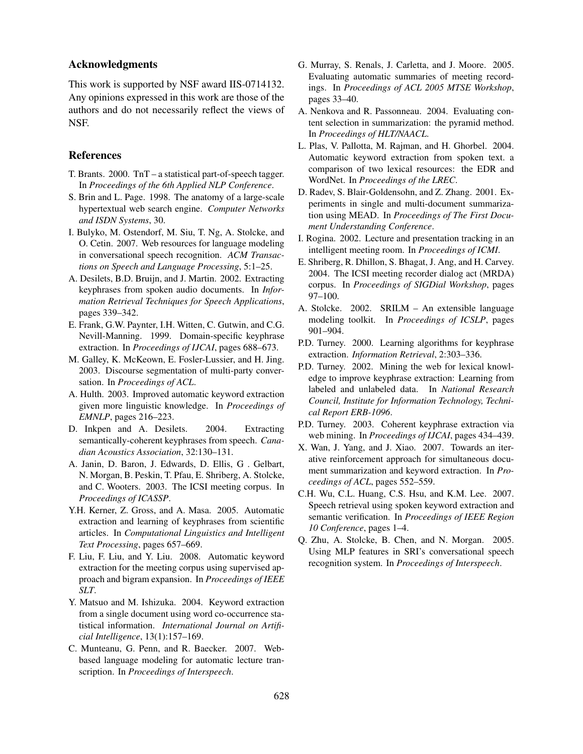## Acknowledgments

This work is supported by NSF award IIS-0714132. Any opinions expressed in this work are those of the authors and do not necessarily reflect the views of NSF.

## References

T. Brants. 2000. TnT – a statistical part-of-speech tagger. In *Proceedings of the 6th Applied NLP Conference*.

S. Brin and L. Page. 1998. The anatomy of a large-scale hypertextual web search engine. *Computer Networks and ISDN Systems*, 30.

I. Bulyko, M. Ostendorf, M. Siu, T. Ng, A. Stolcke, and O. Cetin. 2007. Web resources for language modeling in conversational speech recognition. *ACM Transactions on Speech and Language Processing*, 5:1–25.

A. Desilets, B.D. Bruijn, and J. Martin. 2002. Extracting keyphrases from spoken audio documents. In *Information Retrieval Techniques for Speech Applications*, pages 339–342.

E. Frank, G.W. Paynter, I.H. Witten, C. Gutwin, and C.G. Nevill-Manning. 1999. Domain-specific keyphrase extraction. In *Proceedings of IJCAI*, pages 688–673.

M. Galley, K. McKeown, E. Fosler-Lussier, and H. Jing. 2003. Discourse segmentation of multi-party conversation. In *Proceedings of ACL*.

A. Hulth. 2003. Improved automatic keyword extraction given more linguistic knowledge. In *Proceedings of EMNLP*, pages 216–223.

D. Inkpen and A. Desilets. 2004. Extracting semantically-coherent keyphrases from speech. *Canadian Acoustics Association*, 32:130–131.

A. Janin, D. Baron, J. Edwards, D. Ellis, G . Gelbart, N. Morgan, B. Peskin, T. Pfau, E. Shriberg, A. Stolcke, and C. Wooters. 2003. The ICSI meeting corpus. In *Proceedings of ICASSP*.

Y.H. Kerner, Z. Gross, and A. Masa. 2005. Automatic extraction and learning of keyphrases from scientific articles. In *Computational Linguistics and Intelligent Text Processing*, pages 657–669.

F. Liu, F. Liu, and Y. Liu. 2008. Automatic keyword extraction for the meeting corpus using supervised approach and bigram expansion. In *Proceedings of IEEE SLT*.

Y. Matsuo and M. Ishizuka. 2004. Keyword extraction from a single document using word co-occurrence statistical information. *International Journal on Artificial Intelligence*, 13(1):157–169.

C. Munteanu, G. Penn, and R. Baecker. 2007. Web-based language modeling for automatic lecture transcription. In *Proceedings of Interspeech*.

G. Murray, S. Renals, J. Carletta, and J. Moore. 2005. Evaluating automatic summaries of meeting recordings. In *Proceedings of ACL 2005 MTSE Workshop*, pages 33–40.

A. Nenkova and R. Passonneau. 2004. Evaluating content selection in summarization: the pyramid method. In *Proceedings of HLT/NAACL*.

L. Plas, V. Pallotta, M. Rajman, and H. Ghorbel. 2004. Automatic keyword extraction from spoken text. a comparison of two lexical resources: the EDR and WordNet. In *Proceedings of the LREC*.

D. Radev, S. Blair-Goldensohn, and Z. Zhang. 2001. Experiments in single and multi-document summarization using MEAD. In *Proceedings of The First Document Understanding Conference*.

I. Rogina. 2002. Lecture and presentation tracking in an intelligent meeting room. In *Proceedings of ICMI*.

E. Shriberg, R. Dhillon, S. Bhagat, J. Ang, and H. Carvey. 2004. The ICSI meeting recorder dialog act (MRDA) corpus. In *Proceedings of SIGDial Workshop*, pages 97–100.

A. Stolcke. 2002. SRILM – An extensible language modeling toolkit. In *Proceedings of ICSLP*, pages 901–904.

P.D. Turney. 2000. Learning algorithms for keyphrase extraction. *Information Retrieval*, 2:303–336.

P.D. Turney. 2002. Mining the web for lexical knowledge to improve keyphrase extraction: Learning from labeled and unlabeled data. In *National Research Council, Institute for Information Technology, Technical Report ERB-1096*.

P.D. Turney. 2003. Coherent keyphrase extraction via web mining. In *Proceedings of IJCAI*, pages 434–439.

X. Wan, J. Yang, and J. Xiao. 2007. Towards an iterative reinforcement approach for simultaneous document summarization and keyword extraction. In *Proceedings of ACL*, pages 552–559.

C.H. Wu, C.L. Huang, C.S. Hsu, and K.M. Lee. 2007. Speech retrieval using spoken keyword extraction and semantic verification. In *Proceedings of IEEE Region 10 Conference*, pages 1–4.

Q. Zhu, A. Stolcke, B. Chen, and N. Morgan. 2005. Using MLP features in SRI's conversational speech recognition system. In *Proceedings of Interspeech*.